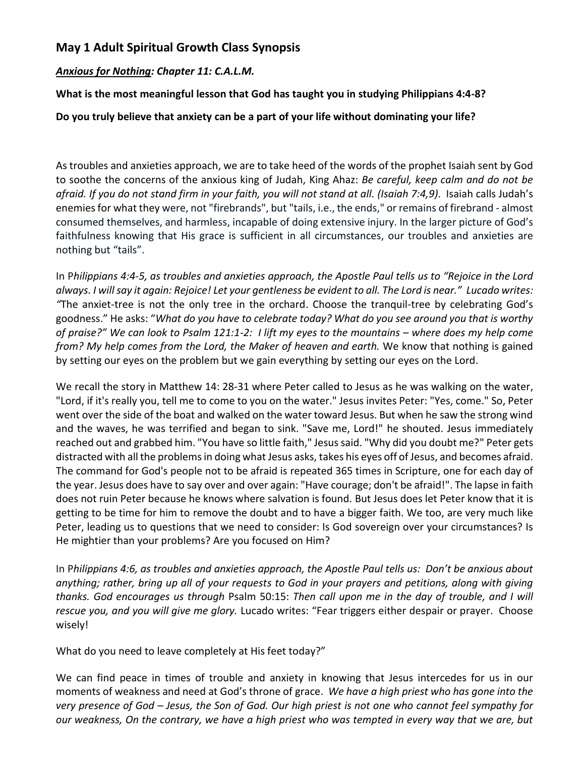## May 1 Adult Spiritual Growth Class Synopsis

***Anxious for Nothing**: Chapter 11: C.A.L.M.*

**What is the most meaningful lesson that God has taught you in studying Philippians 4:4-8?**

**Do you truly believe that anxiety can be a part of your life without dominating your life?**

As troubles and anxieties approach, we are to take heed of the words of the prophet Isaiah sent by God to soothe the concerns of the anxious king of Judah, King Ahaz: *Be careful, keep calm and do not be afraid. If you do not stand firm in your faith, you will not stand at all. (Isaiah 7:4,9)*. Isaiah calls Judah's enemies for what they were, not "firebrands", but "tails, i.e., the ends," or remains of firebrand - almost consumed themselves, and harmless, incapable of doing extensive injury. In the larger picture of God's faithfulness knowing that His grace is sufficient in all circumstances, our troubles and anxieties are nothing but "tails".

In P*hilippians 4:4-5, as troubles and anxieties approach, the Apostle Paul tells us to "Rejoice in the Lord always. I will say it again: Rejoice! Let your gentleness be evident to all. The Lord is near." Lucado writes: "*The anxiet-tree is not the only tree in the orchard. Choose the tranquil-tree by celebrating God's goodness." He asks: "*What do you have to celebrate today? What do you see around you that is worthy of praise?" We can look to Psalm 121:1-2: I lift my eyes to the mountains – where does my help come from? My help comes from the Lord, the Maker of heaven and earth.* We know that nothing is gained by setting our eyes on the problem but we gain everything by setting our eyes on the Lord.

We recall the story in Matthew 14: 28-31 where Peter called to Jesus as he was walking on the water, "Lord, if it's really you, tell me to come to you on the water." Jesus invites Peter: "Yes, come." So, Peter went over the side of the boat and walked on the water toward Jesus. But when he saw the strong wind and the waves, he was terrified and began to sink. "Save me, Lord!" he shouted. Jesus immediately reached out and grabbed him. "You have so little faith," Jesus said. "Why did you doubt me?" Peter gets distracted with all the problems in doing what Jesus asks, takes his eyes off of Jesus, and becomes afraid. The command for God's people not to be afraid is repeated 365 times in Scripture, one for each day of the year. Jesus does have to say over and over again: "Have courage; don't be afraid!". The lapse in faith does not ruin Peter because he knows where salvation is found. But Jesus does let Peter know that it is getting to be time for him to remove the doubt and to have a bigger faith. We too, are very much like Peter, leading us to questions that we need to consider: Is God sovereign over your circumstances? Is He mightier than your problems? Are you focused on Him?

In P*hilippians 4:6, as troubles and anxieties approach, the Apostle Paul tells us: Don't be anxious about anything; rather, bring up all of your requests to God in your prayers and petitions, along with giving thanks. God encourages us through* Psalm 50:15: *Then call upon me in the day of trouble, and I will rescue you, and you will give me glory.* Lucado writes: "Fear triggers either despair or prayer. Choose wisely!

What do you need to leave completely at His feet today?"

We can find peace in times of trouble and anxiety in knowing that Jesus intercedes for us in our moments of weakness and need at God's throne of grace. *We have a high priest who has gone into the very presence of God – Jesus, the Son of God. Our high priest is not one who cannot feel sympathy for our weakness, On the contrary, we have a high priest who was tempted in every way that we are, but*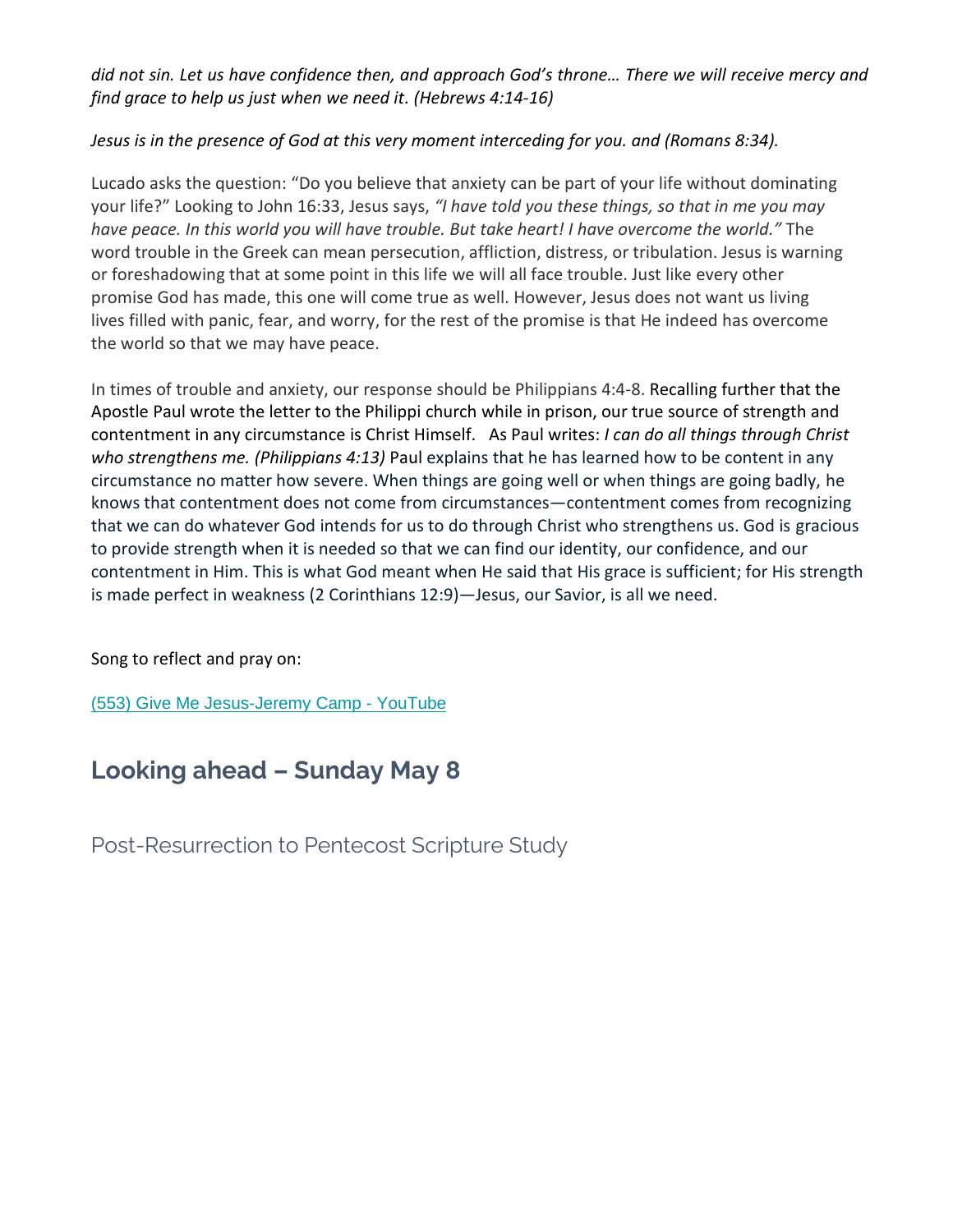*did not sin. Let us have confidence then, and approach God's throne… There we will receive mercy and find grace to help us just when we need it. (Hebrews 4:14-16)*

*Jesus is in the presence of God at this very moment interceding for you. and (Romans 8:34).*

Lucado asks the question: "Do you believe that anxiety can be part of your life without dominating your life?" Looking to John 16:33, Jesus says, *"I have told you these things, so that in me you may have peace. In this world you will have trouble. But take heart! I have overcome the world."* The word trouble in the Greek can mean persecution, affliction, distress, or tribulation. Jesus is warning or foreshadowing that at some point in this life we will all face trouble. Just like every other promise God has made, this one will come true as well. However, Jesus does not want us living lives filled with panic, fear, and worry, for the rest of the promise is that He indeed has overcome the world so that we may have peace.

In times of trouble and anxiety, our response should be Philippians 4:4-8. Recalling further that the Apostle Paul wrote the letter to the Philippi church while in prison, our true source of strength and contentment in any circumstance is Christ Himself. As Paul writes: *I can do all things through Christ who strengthens me. (Philippians 4:13)* Paul explains that he has learned how to be content in any circumstance no matter how severe. When things are going well or when things are going badly, he knows that contentment does not come from circumstances—contentment comes from recognizing that we can do whatever God intends for us to do through Christ who strengthens us. God is gracious to provide strength when it is needed so that we can find our identity, our confidence, and our contentment in Him. This is what God meant when He said that His grace is sufficient; for His strength is made perfect in weakness (2 Corinthians 12:9)—Jesus, our Savior, is all we need.

Song to reflect and pray on:

[(553) Give Me Jesus-Jeremy Camp - YouTube]

## Looking ahead – Sunday May 8

### Post-Resurrection to Pentecost Scripture Study